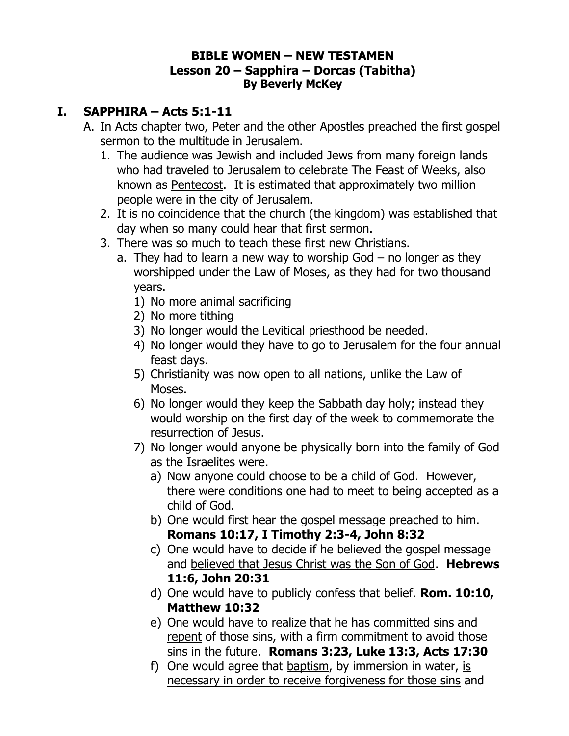**BIBLE WOMEN – NEW TESTAMEN**
**Lesson 20 – Sapphira – Dorcas (Tabitha)**
**By Beverly McKey**

# I. SAPPHIRA – Acts 5:1-11

A. In Acts chapter two, Peter and the other Apostles preached the first gospel sermon to the multitude in Jerusalem.

1. The audience was Jewish and included Jews from many foreign lands who had traveled to Jerusalem to celebrate The Feast of Weeks, also known as <u>Pentecost</u>. It is estimated that approximately two million people were in the city of Jerusalem.
2. It is no coincidence that the church (the kingdom) was established that day when so many could hear that first sermon.
3. There was so much to teach these first new Christians.
   a. They had to learn a new way to worship God – no longer as they worshipped under the Law of Moses, as they had for two thousand years.
      1) No more animal sacrificing
      2) No more tithing
      3) No longer would the Levitical priesthood be needed.
      4) No longer would they have to go to Jerusalem for the four annual feast days.
      5) Christianity was now open to all nations, unlike the Law of Moses.
      6) No longer would they keep the Sabbath day holy; instead they would worship on the first day of the week to commemorate the resurrection of Jesus.
      7) No longer would anyone be physically born into the family of God as the Israelites were.
         a) Now anyone could choose to be a child of God. However, there were conditions one had to meet to being accepted as a child of God.
         b) One would first <u>hear</u> the gospel message preached to him. **Romans 10:17, I Timothy 2:3-4, John 8:32**
         c) One would have to decide if he believed the gospel message and <u>believed that Jesus Christ was the Son of God</u>. **Hebrews 11:6, John 20:31**
         d) One would have to publicly <u>confess</u> that belief. **Rom. 10:10, Matthew 10:32**
         e) One would have to realize that he has committed sins and <u>repent</u> of those sins, with a firm commitment to avoid those sins in the future. **Romans 3:23, Luke 13:3, Acts 17:30**
         f) One would agree that <u>baptism</u>, by immersion in water, <u>is necessary in order to receive forgiveness for those sins</u> and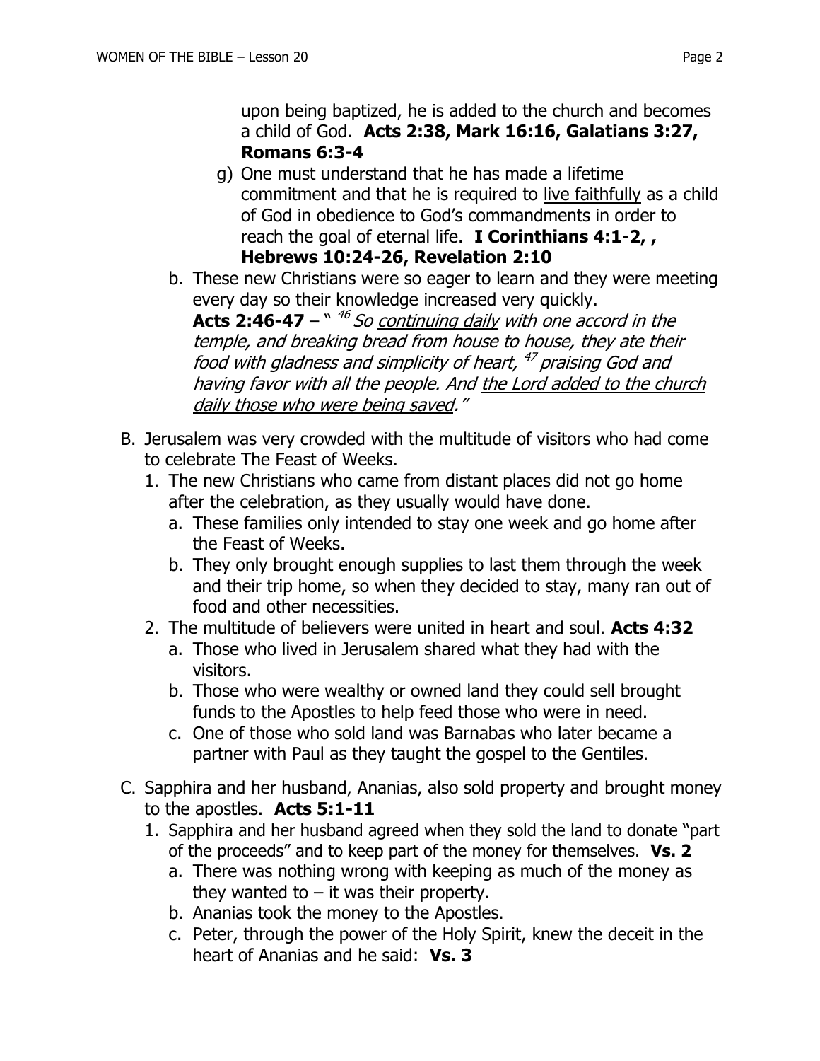upon being baptized, he is added to the church and becomes a child of God. **Acts 2:38, Mark 16:16, Galatians 3:27, Romans 6:3-4**

g) One must understand that he has made a lifetime commitment and that he is required to <u>live faithfully</u> as a child of God in obedience to God's commandments in order to reach the goal of eternal life. **I Corinthians 4:1-2, , Hebrews 10:24-26, Revelation 2:10**

b. These new Christians were so eager to learn and they were meeting <u>every day</u> so their knowledge increased very quickly.
**Acts 2:46-47** – " [46] *So <u>continuing daily</u> with one accord in the temple, and breaking bread from house to house, they ate their food with gladness and simplicity of heart,* [47] *praising God and having favor with all the people. And <u>the Lord added to the church daily those who were being saved</u>."*

B. Jerusalem was very crowded with the multitude of visitors who had come to celebrate The Feast of Weeks.
   1. The new Christians who came from distant places did not go home after the celebration, as they usually would have done.
      a. These families only intended to stay one week and go home after the Feast of Weeks.
      b. They only brought enough supplies to last them through the week and their trip home, so when they decided to stay, many ran out of food and other necessities.
   2. The multitude of believers were united in heart and soul. **Acts 4:32**
      a. Those who lived in Jerusalem shared what they had with the visitors.
      b. Those who were wealthy or owned land they could sell brought funds to the Apostles to help feed those who were in need.
      c. One of those who sold land was Barnabas who later became a partner with Paul as they taught the gospel to the Gentiles.

C. Sapphira and her husband, Ananias, also sold property and brought money to the apostles. **Acts 5:1-11**
   1. Sapphira and her husband agreed when they sold the land to donate "part of the proceeds" and to keep part of the money for themselves. **Vs. 2**
      a. There was nothing wrong with keeping as much of the money as they wanted to – it was their property.
      b. Ananias took the money to the Apostles.
      c. Peter, through the power of the Holy Spirit, knew the deceit in the heart of Ananias and he said: **Vs. 3**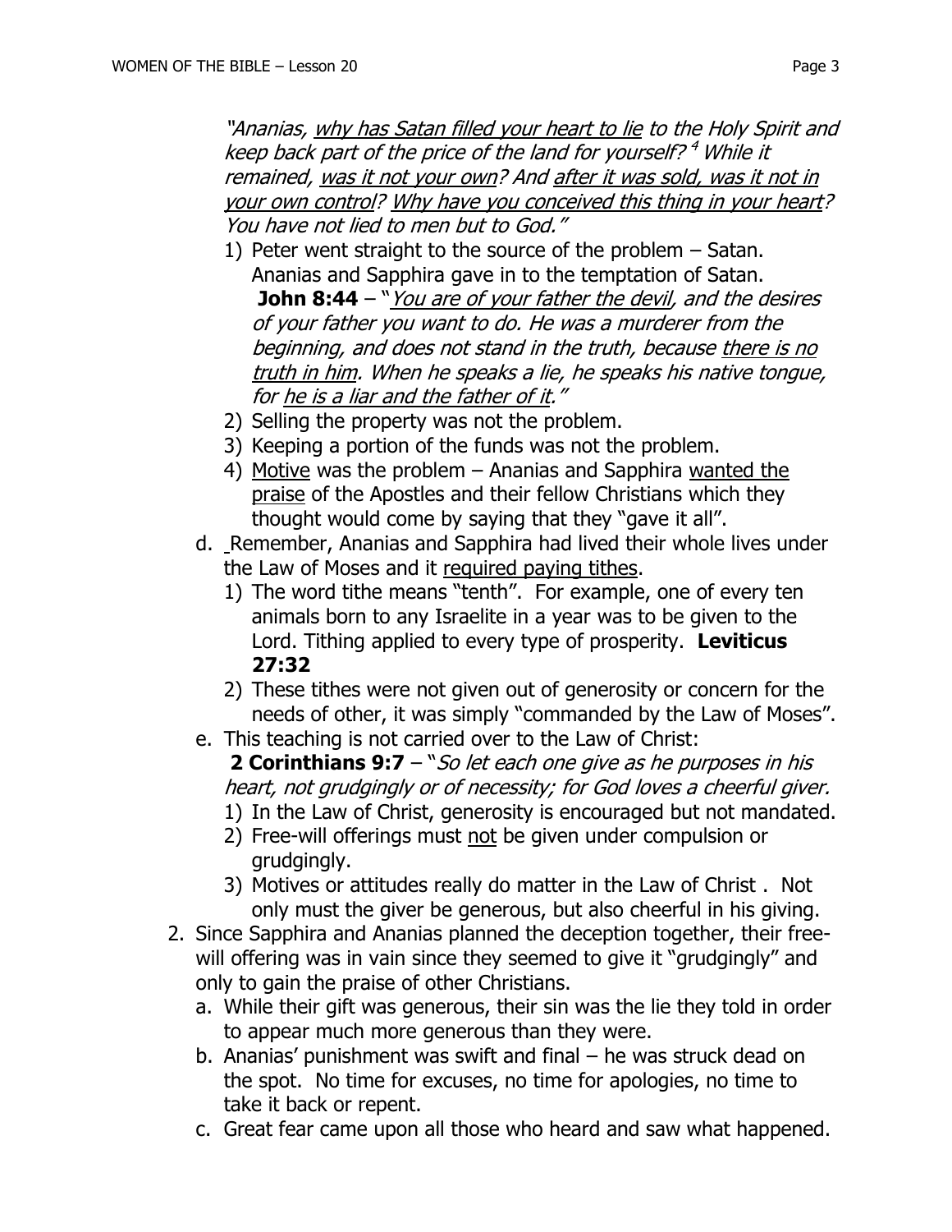*"Ananias, <u>why has Satan filled your heart to lie</u> to the Holy Spirit and keep back part of the price of the land for yourself? [4] While it remained, <u>was it not your own</u>? And <u>after it was sold, was it not in your own control</u>? <u>Why have you conceived this thing in your heart</u>? You have not lied to men but to God."*

1) Peter went straight to the source of the problem – Satan. Ananias and Sapphira gave in to the temptation of Satan. **John 8:44** – "*<u>You are of your father the devil</u>, and the desires of your father you want to do. He was a murderer from the beginning, and does not stand in the truth, because <u>there is no truth in him</u>. When he speaks a lie, he speaks his native tongue, for <u>he is a liar and the father of it</u>."*
2) Selling the property was not the problem.
3) Keeping a portion of the funds was not the problem.
4) <u>Motive</u> was the problem – Ananias and Sapphira <u>wanted the praise</u> of the Apostles and their fellow Christians which they thought would come by saying that they "gave it all".

d. Remember, Ananias and Sapphira had lived their whole lives under the Law of Moses and it <u>required paying tithes</u>.
   1) The word tithe means "tenth". For example, one of every ten animals born to any Israelite in a year was to be given to the Lord. Tithing applied to every type of prosperity. **Leviticus 27:32**
   2) These tithes were not given out of generosity or concern for the needs of other, it was simply "commanded by the Law of Moses".

e. This teaching is not carried over to the Law of Christ:
   **2 Corinthians 9:7** – "*So let each one give as he purposes in his heart, not grudgingly or of necessity; for God loves a cheerful giver.*
   1) In the Law of Christ, generosity is encouraged but not mandated.
   2) Free-will offerings must <u>not</u> be given under compulsion or grudgingly.
   3) Motives or attitudes really do matter in the Law of Christ . Not only must the giver be generous, but also cheerful in his giving.

2. Since Sapphira and Ananias planned the deception together, their free-will offering was in vain since they seemed to give it "grudgingly" and only to gain the praise of other Christians.
   a. While their gift was generous, their sin was the lie they told in order to appear much more generous than they were.
   b. Ananias' punishment was swift and final – he was struck dead on the spot. No time for excuses, no time for apologies, no time to take it back or repent.
   c. Great fear came upon all those who heard and saw what happened.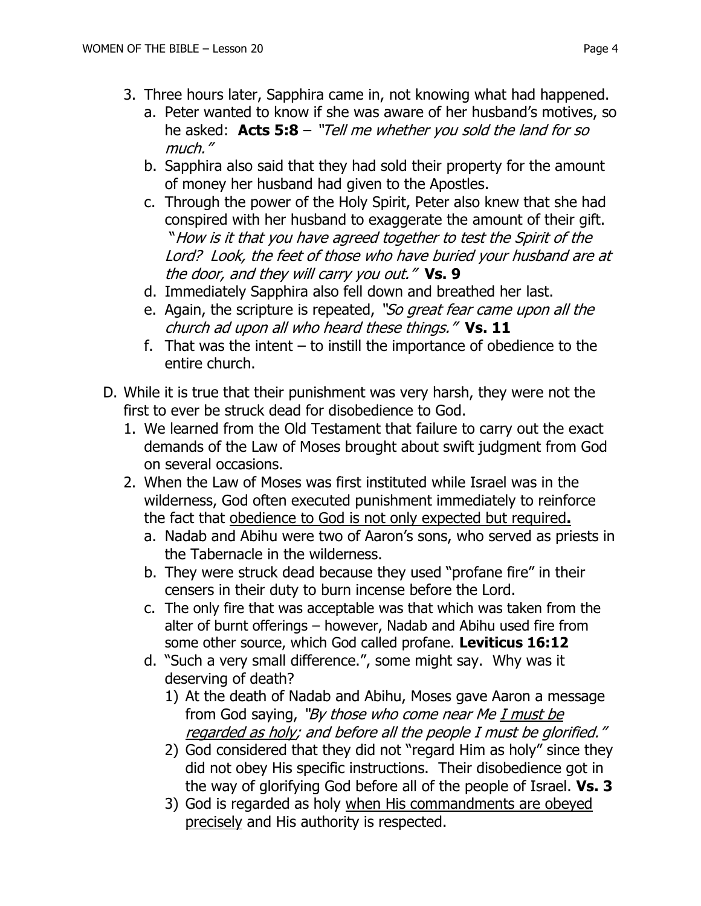3. Three hours later, Sapphira came in, not knowing what had happened.
   a. Peter wanted to know if she was aware of her husband's motives, so he asked: **Acts 5:8** – *"Tell me whether you sold the land for so much."*
   b. Sapphira also said that they had sold their property for the amount of money her husband had given to the Apostles.
   c. Through the power of the Holy Spirit, Peter also knew that she had conspired with her husband to exaggerate the amount of their gift. *"How is it that you have agreed together to test the Spirit of the Lord? Look, the feet of those who have buried your husband are at the door, and they will carry you out."* **Vs. 9**
   d. Immediately Sapphira also fell down and breathed her last.
   e. Again, the scripture is repeated, *"So great fear came upon all the church ad upon all who heard these things."* **Vs. 11**
   f. That was the intent – to instill the importance of obedience to the entire church.

D. While it is true that their punishment was very harsh, they were not the first to ever be struck dead for disobedience to God.
   1. We learned from the Old Testament that failure to carry out the exact demands of the Law of Moses brought about swift judgment from God on several occasions.
   2. When the Law of Moses was first instituted while Israel was in the wilderness, God often executed punishment immediately to reinforce the fact that <u>obedience to God is not only expected but required</u>**.**
      a. Nadab and Abihu were two of Aaron's sons, who served as priests in the Tabernacle in the wilderness.
      b. They were struck dead because they used "profane fire" in their censers in their duty to burn incense before the Lord.
      c. The only fire that was acceptable was that which was taken from the alter of burnt offerings – however, Nadab and Abihu used fire from some other source, which God called profane. **Leviticus 16:12**
      d. "Such a very small difference.", some might say. Why was it deserving of death?
         1) At the death of Nadab and Abihu, Moses gave Aaron a message from God saying, *"By those who come near Me <u>I must be regarded as holy</u>; and before all the people I must be glorified."*
         2) God considered that they did not "regard Him as holy" since they did not obey His specific instructions. Their disobedience got in the way of glorifying God before all of the people of Israel. **Vs. 3**
         3) God is regarded as holy <u>when His commandments are obeyed precisely</u> and His authority is respected.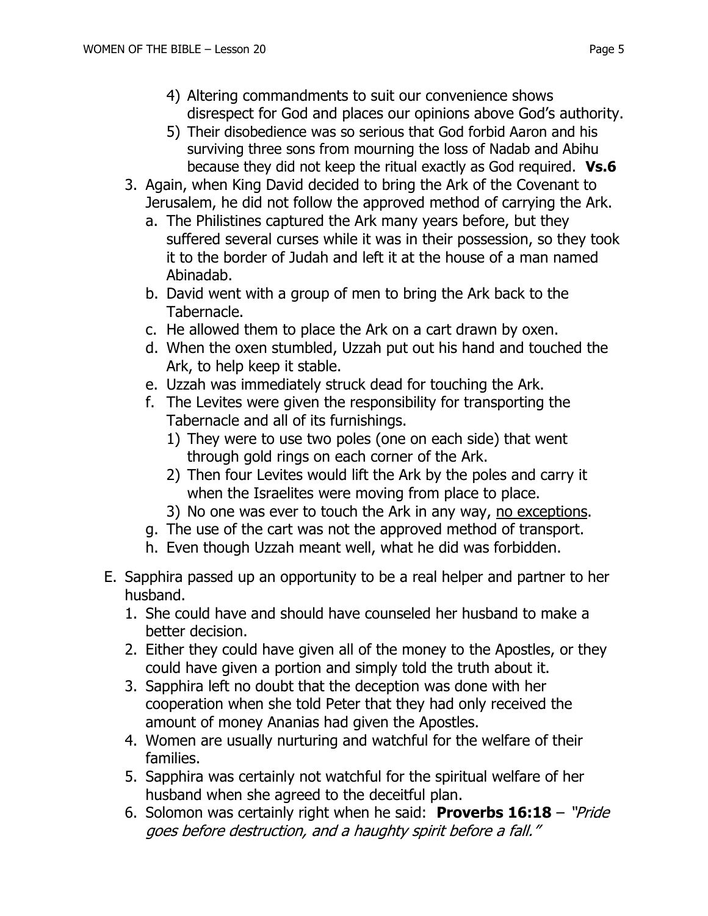4) Altering commandments to suit our convenience shows disrespect for God and places our opinions above God's authority.
5) Their disobedience was so serious that God forbid Aaron and his surviving three sons from mourning the loss of Nadab and Abihu because they did not keep the ritual exactly as God required. **Vs.6**

3. Again, when King David decided to bring the Ark of the Covenant to Jerusalem, he did not follow the approved method of carrying the Ark.
   a. The Philistines captured the Ark many years before, but they suffered several curses while it was in their possession, so they took it to the border of Judah and left it at the house of a man named Abinadab.
   b. David went with a group of men to bring the Ark back to the Tabernacle.
   c. He allowed them to place the Ark on a cart drawn by oxen.
   d. When the oxen stumbled, Uzzah put out his hand and touched the Ark, to help keep it stable.
   e. Uzzah was immediately struck dead for touching the Ark.
   f. The Levites were given the responsibility for transporting the Tabernacle and all of its furnishings.
      1) They were to use two poles (one on each side) that went through gold rings on each corner of the Ark.
      2) Then four Levites would lift the Ark by the poles and carry it when the Israelites were moving from place to place.
      3) No one was ever to touch the Ark in any way, <u>no exceptions</u>.
   g. The use of the cart was not the approved method of transport.
   h. Even though Uzzah meant well, what he did was forbidden.

E. Sapphira passed up an opportunity to be a real helper and partner to her husband.
   1. She could have and should have counseled her husband to make a better decision.
   2. Either they could have given all of the money to the Apostles, or they could have given a portion and simply told the truth about it.
   3. Sapphira left no doubt that the deception was done with her cooperation when she told Peter that they had only received the amount of money Ananias had given the Apostles.
   4. Women are usually nurturing and watchful for the welfare of their families.
   5. Sapphira was certainly not watchful for the spiritual welfare of her husband when she agreed to the deceitful plan.
   6. Solomon was certainly right when he said: **Proverbs 16:18** – *"Pride goes before destruction, and a haughty spirit before a fall."*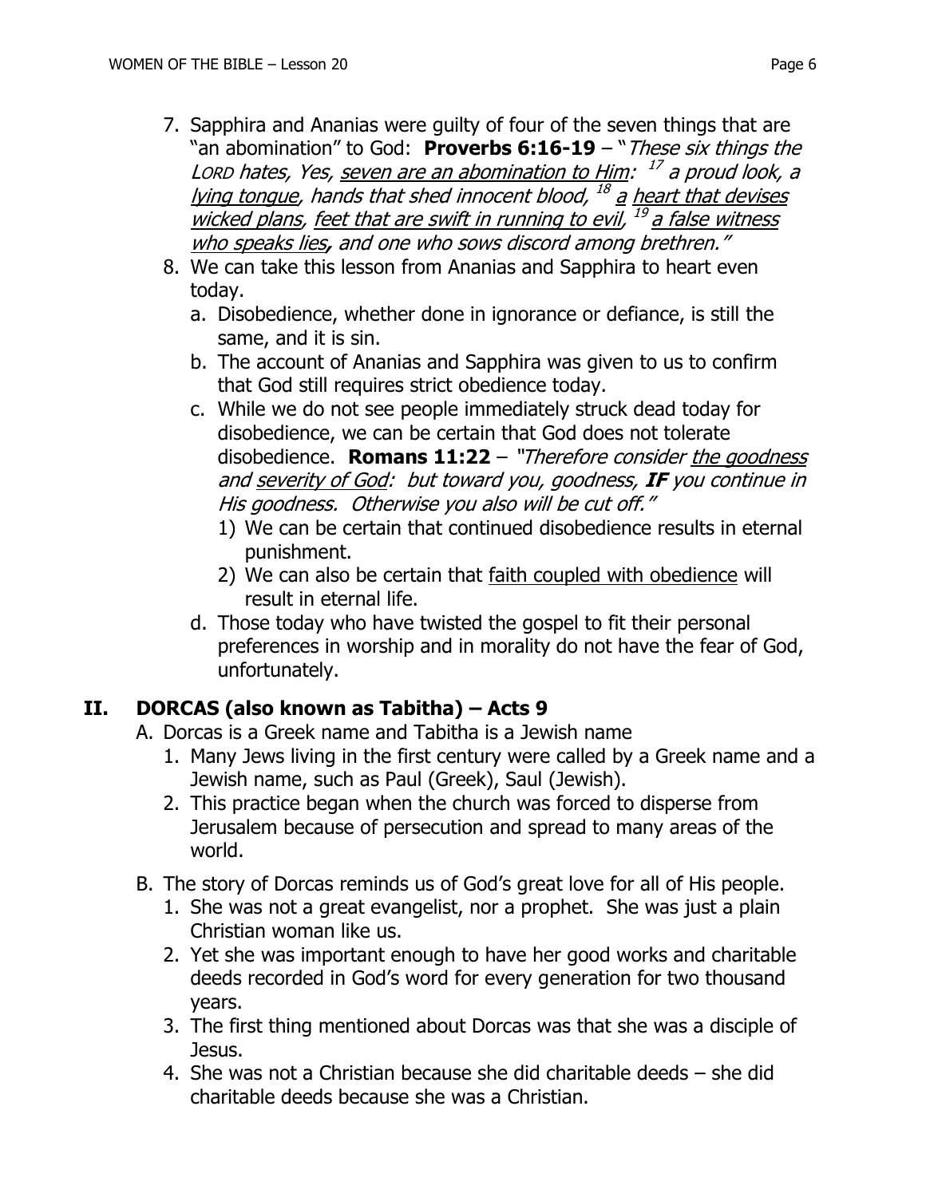7. Sapphira and Ananias were guilty of four of the seven things that are "an abomination" to God: **Proverbs 6:16-19** – "*These six things the* LORD *hates, Yes,* <u>*seven are an abomination to Him*</u>*:* [17] *a proud look, a* <u>*lying tongue*</u>*, hands that shed innocent blood,* [18] <u>*a*</u> <u>*heart that devises wicked plans*</u>*,* <u>*feet that are swift in running to evil*</u>*,* [19] <u>*a false witness who speaks lies*</u>***,*** *and one who sows discord among brethren."*
8. We can take this lesson from Ananias and Sapphira to heart even today.
   a. Disobedience, whether done in ignorance or defiance, is still the same, and it is sin.
   b. The account of Ananias and Sapphira was given to us to confirm that God still requires strict obedience today.
   c. While we do not see people immediately struck dead today for disobedience, we can be certain that God does not tolerate disobedience. **Romans 11:22** – *"Therefore consider* <u>*the goodness*</u> *and* <u>*severity of God*</u>*: but toward you, goodness,* ***IF*** *you continue in His goodness. Otherwise you also will be cut off."*
      1) We can be certain that continued disobedience results in eternal punishment.
      2) We can also be certain that <u>faith coupled with obedience</u> will result in eternal life.
   d. Those today who have twisted the gospel to fit their personal preferences in worship and in morality do not have the fear of God, unfortunately.

## II. DORCAS (also known as Tabitha) – Acts 9

A. Dorcas is a Greek name and Tabitha is a Jewish name
   1. Many Jews living in the first century were called by a Greek name and a Jewish name, such as Paul (Greek), Saul (Jewish).
   2. This practice began when the church was forced to disperse from Jerusalem because of persecution and spread to many areas of the world.

B. The story of Dorcas reminds us of God's great love for all of His people.
   1. She was not a great evangelist, nor a prophet. She was just a plain Christian woman like us.
   2. Yet she was important enough to have her good works and charitable deeds recorded in God's word for every generation for two thousand years.
   3. The first thing mentioned about Dorcas was that she was a disciple of Jesus.
   4. She was not a Christian because she did charitable deeds – she did charitable deeds because she was a Christian.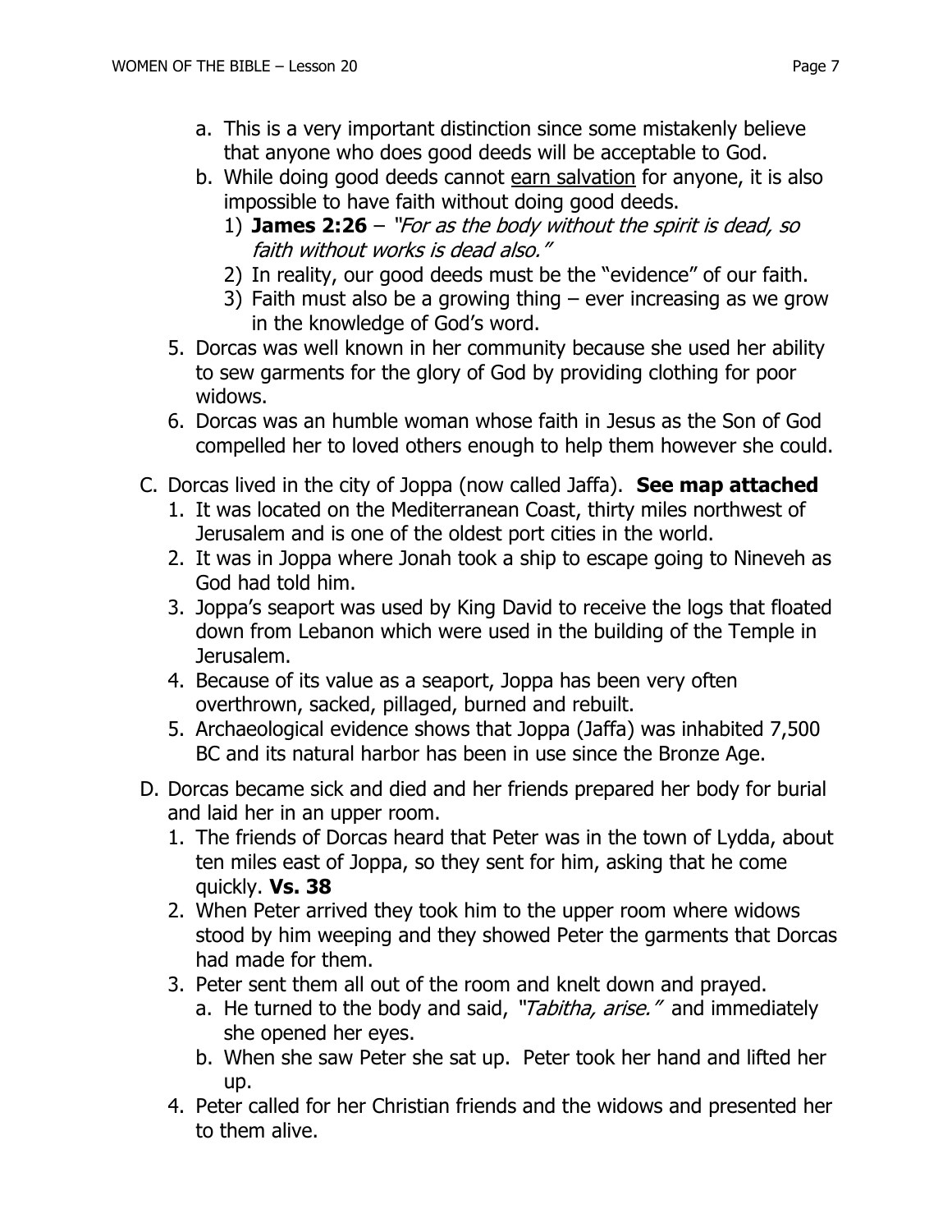a. This is a very important distinction since some mistakenly believe that anyone who does good deeds will be acceptable to God.
   b. While doing good deeds cannot <u>earn salvation</u> for anyone, it is also impossible to have faith without doing good deeds.
      1) **James 2:26** – *"For as the body without the spirit is dead, so faith without works is dead also."*
      2) In reality, our good deeds must be the "evidence" of our faith.
      3) Faith must also be a growing thing – ever increasing as we grow in the knowledge of God's word.
5. Dorcas was well known in her community because she used her ability to sew garments for the glory of God by providing clothing for poor widows.
6. Dorcas was an humble woman whose faith in Jesus as the Son of God compelled her to loved others enough to help them however she could.

C. Dorcas lived in the city of Joppa (now called Jaffa). **See map attached**
   1. It was located on the Mediterranean Coast, thirty miles northwest of Jerusalem and is one of the oldest port cities in the world.
   2. It was in Joppa where Jonah took a ship to escape going to Nineveh as God had told him.
   3. Joppa's seaport was used by King David to receive the logs that floated down from Lebanon which were used in the building of the Temple in Jerusalem.
   4. Because of its value as a seaport, Joppa has been very often overthrown, sacked, pillaged, burned and rebuilt.
   5. Archaeological evidence shows that Joppa (Jaffa) was inhabited 7,500 BC and its natural harbor has been in use since the Bronze Age.

D. Dorcas became sick and died and her friends prepared her body for burial and laid her in an upper room.
   1. The friends of Dorcas heard that Peter was in the town of Lydda, about ten miles east of Joppa, so they sent for him, asking that he come quickly. **Vs. 38**
   2. When Peter arrived they took him to the upper room where widows stood by him weeping and they showed Peter the garments that Dorcas had made for them.
   3. Peter sent them all out of the room and knelt down and prayed.
      a. He turned to the body and said, *"Tabitha, arise."* and immediately she opened her eyes.
      b. When she saw Peter she sat up. Peter took her hand and lifted her up.
   4. Peter called for her Christian friends and the widows and presented her to them alive.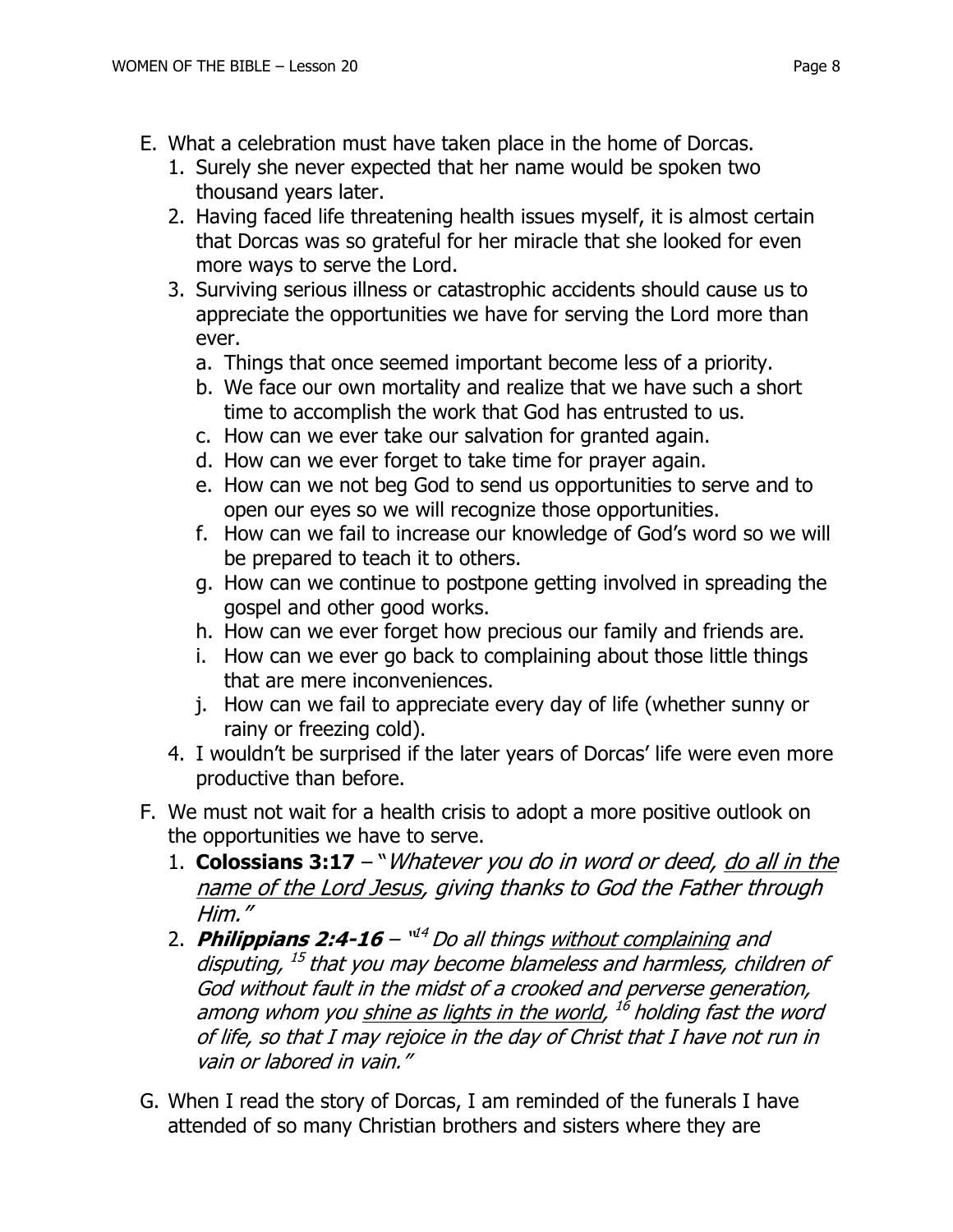E. What a celebration must have taken place in the home of Dorcas.
   1. Surely she never expected that her name would be spoken two thousand years later.
   2. Having faced life threatening health issues myself, it is almost certain that Dorcas was so grateful for her miracle that she looked for even more ways to serve the Lord.
   3. Surviving serious illness or catastrophic accidents should cause us to appreciate the opportunities we have for serving the Lord more than ever.
      a. Things that once seemed important become less of a priority.
      b. We face our own mortality and realize that we have such a short time to accomplish the work that God has entrusted to us.
      c. How can we ever take our salvation for granted again.
      d. How can we ever forget to take time for prayer again.
      e. How can we not beg God to send us opportunities to serve and to open our eyes so we will recognize those opportunities.
      f. How can we fail to increase our knowledge of God's word so we will be prepared to teach it to others.
      g. How can we continue to postpone getting involved in spreading the gospel and other good works.
      h. How can we ever forget how precious our family and friends are.
      i. How can we ever go back to complaining about those little things that are mere inconveniences.
      j. How can we fail to appreciate every day of life (whether sunny or rainy or freezing cold).
   4. I wouldn't be surprised if the later years of Dorcas' life were even more productive than before.

F. We must not wait for a health crisis to adopt a more positive outlook on the opportunities we have to serve.
   1. **Colossians 3:17** – "*Whatever you do in word or deed, <u>do all in the name of the Lord Jesus</u>, giving thanks to God the Father through Him.*"
   2. ***Philippians 2:4-16*** – "[14] *Do all things <u>without complaining</u> and disputing,* [15] *that you may become blameless and harmless, children of God without fault in the midst of a crooked and perverse generation, among whom you <u>shine as lights in the world</u>,* [16] *holding fast the word of life, so that I may rejoice in the day of Christ that I have not run in vain or labored in vain.*"

G. When I read the story of Dorcas, I am reminded of the funerals I have attended of so many Christian brothers and sisters where they are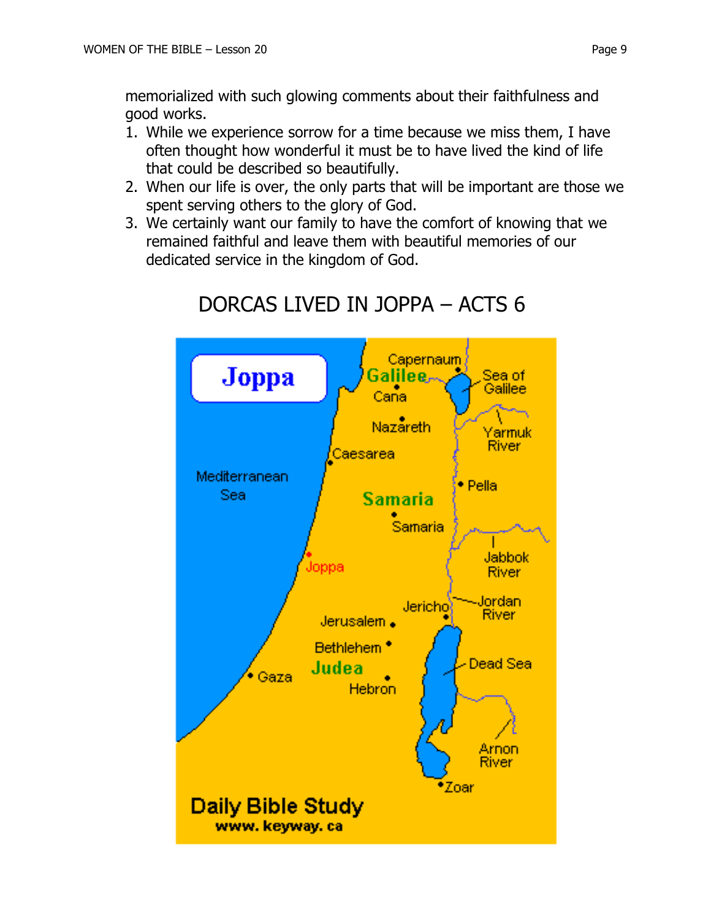memorialized with such glowing comments about their faithfulness and good works.

1. While we experience sorrow for a time because we miss them, I have often thought how wonderful it must be to have lived the kind of life that could be described so beautifully.
2. When our life is over, the only parts that will be important are those we spent serving others to the glory of God.
3. We certainly want our family to have the comfort of knowing that we remained faithful and leave them with beautiful memories of our dedicated service in the kingdom of God.

## DORCAS LIVED IN JOPPA – ACTS 6

Joppa

Capernaum

Galilee

Cana

Sea of Galilee

Nazareth

Yarmuk River

Caesarea

Mediterranean Sea

Pella

Samaria

Samaria

Jabbok River

Joppa

Jericho

Jordan River

Jerusalem

Bethlehem

Dead Sea

Judea

Gaza

Hebron

Arnon River

Zoar

Daily Bible Study

www. keyway. ca